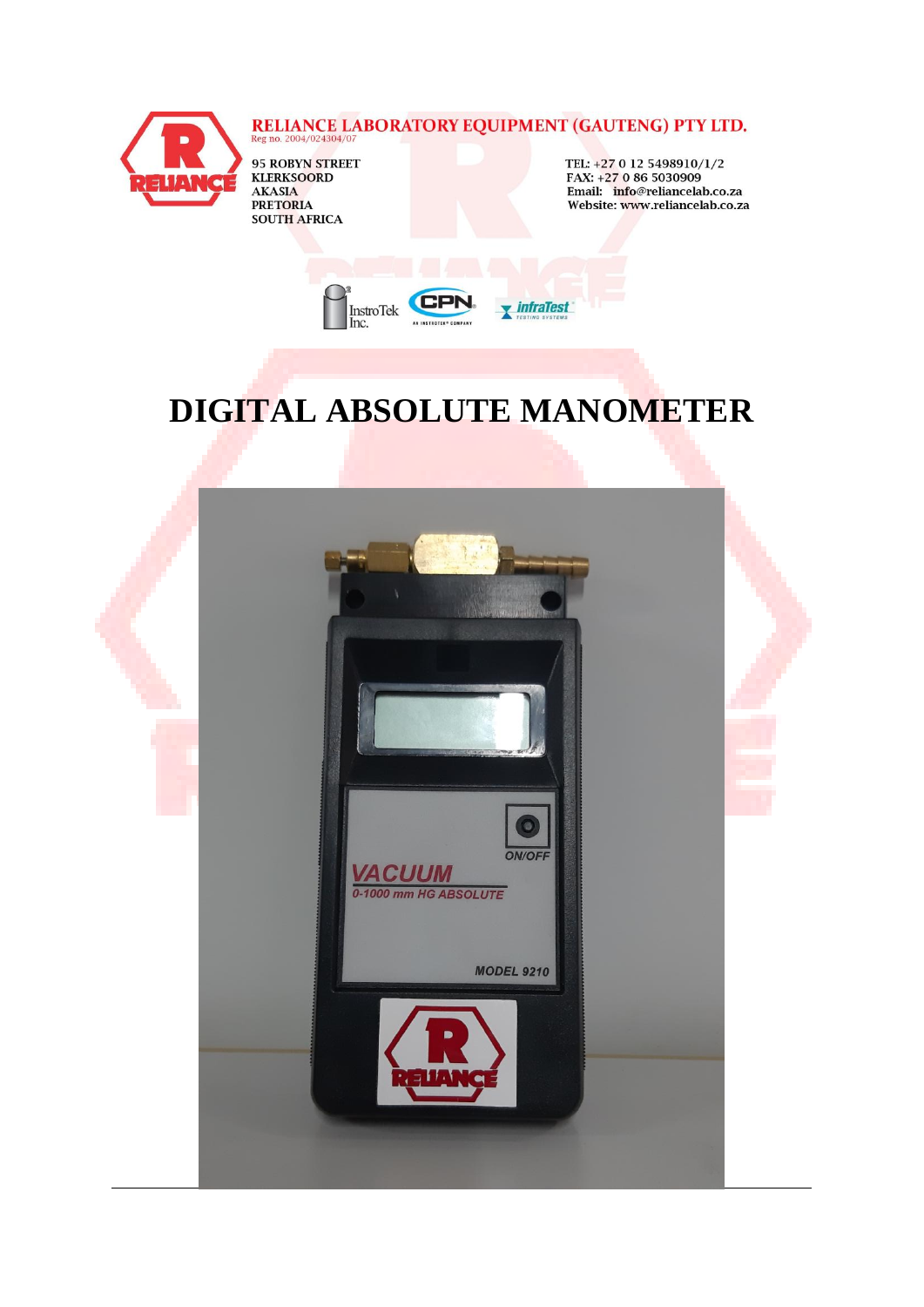**RELIANCE LABORATORY EQUIPMENT (GAUTENG) PTY LTD.**
Reg no. 2004/024304/07

95 ROBYN STREET
KLERKSOORD
AKASIA
PRETORIA
SOUTH AFRICA

TEL: +27 0 12 5498910/1/2
FAX: +27 0 86 5030909
Email: info@reliancelab.co.za
Website: www.reliancelab.co.za

# DIGITAL ABSOLUTE MANOMETER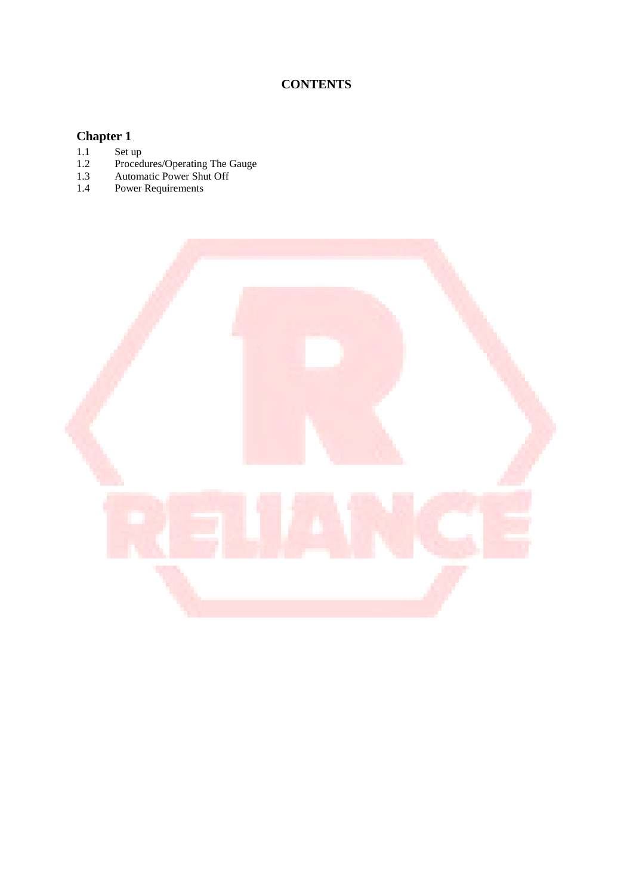**CONTENTS**

## Chapter 1

1.1 Set up
1.2 Procedures/Operating The Gauge
1.3 Automatic Power Shut Off
1.4 Power Requirements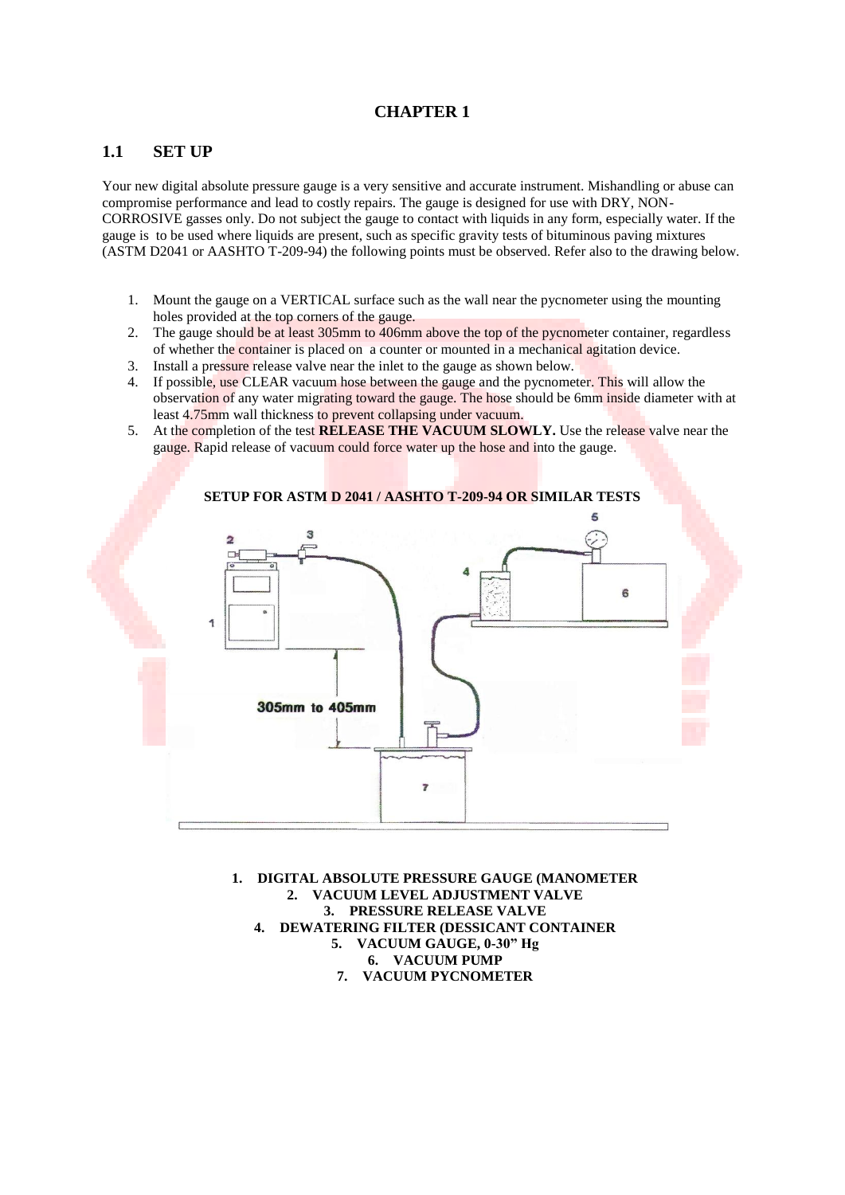# CHAPTER 1

## 1.1 SET UP

Your new digital absolute pressure gauge is a very sensitive and accurate instrument. Mishandling or abuse can compromise performance and lead to costly repairs. The gauge is designed for use with DRY, NON-CORROSIVE gasses only. Do not subject the gauge to contact with liquids in any form, especially water. If the gauge is to be used where liquids are present, such as specific gravity tests of bituminous paving mixtures (ASTM D2041 or AASHTO T-209-94) the following points must be observed. Refer also to the drawing below.

1. Mount the gauge on a VERTICAL surface such as the wall near the pycnometer using the mounting holes provided at the top corners of the gauge.
2. The gauge should be at least 305mm to 406mm above the top of the pycnometer container, regardless of whether the container is placed on a counter or mounted in a mechanical agitation device.
3. Install a pressure release valve near the inlet to the gauge as shown below.
4. If possible, use CLEAR vacuum hose between the gauge and the pycnometer. This will allow the observation of any water migrating toward the gauge. The hose should be 6mm inside diameter with at least 4.75mm wall thickness to prevent collapsing under vacuum.
5. At the completion of the test **RELEASE THE VACUUM SLOWLY.** Use the release valve near the gauge. Rapid release of vacuum could force water up the hose and into the gauge.

**SETUP FOR ASTM D 2041 / AASHTO T-209-94 OR SIMILAR TESTS**

305mm to 405mm

1. **DIGITAL ABSOLUTE PRESSURE GAUGE (MANOMETER**
2. **VACUUM LEVEL ADJUSTMENT VALVE**
3. **PRESSURE RELEASE VALVE**
4. **DEWATERING FILTER (DESSICANT CONTAINER**
5. **VACUUM GAUGE, 0-30" Hg**
6. **VACUUM PUMP**
7. **VACUUM PYCNOMETER**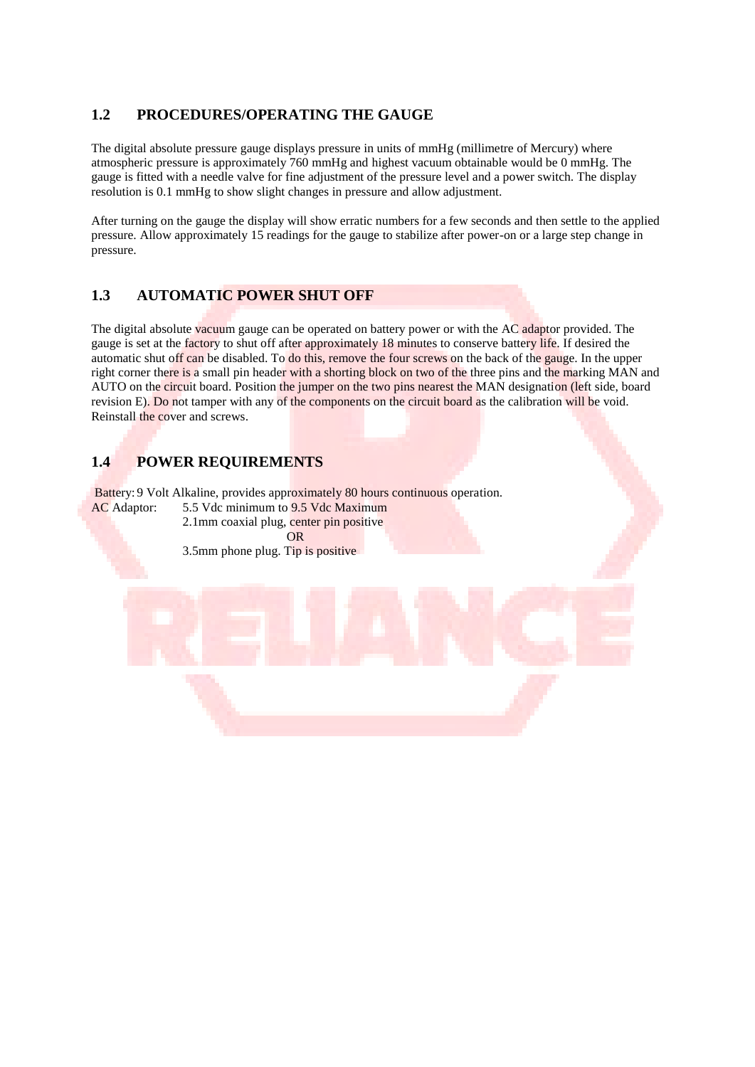## 1.2 PROCEDURES/OPERATING THE GAUGE

The digital absolute pressure gauge displays pressure in units of mmHg (millimetre of Mercury) where atmospheric pressure is approximately 760 mmHg and highest vacuum obtainable would be 0 mmHg. The gauge is fitted with a needle valve for fine adjustment of the pressure level and a power switch. The display resolution is 0.1 mmHg to show slight changes in pressure and allow adjustment.

After turning on the gauge the display will show erratic numbers for a few seconds and then settle to the applied pressure. Allow approximately 15 readings for the gauge to stabilize after power-on or a large step change in pressure.

## 1.3 AUTOMATIC POWER SHUT OFF

The digital absolute vacuum gauge can be operated on battery power or with the AC adaptor provided. The gauge is set at the factory to shut off after approximately 18 minutes to conserve battery life. If desired the automatic shut off can be disabled. To do this, remove the four screws on the back of the gauge. In the upper right corner there is a small pin header with a shorting block on two of the three pins and the marking MAN and AUTO on the circuit board. Position the jumper on the two pins nearest the MAN designation (left side, board revision E). Do not tamper with any of the components on the circuit board as the calibration will be void. Reinstall the cover and screws.

## 1.4 POWER REQUIREMENTS

Battery: 9 Volt Alkaline, provides approximately 80 hours continuous operation.

AC Adaptor: 5.5 Vdc minimum to 9.5 Vdc Maximum
2.1mm coaxial plug, center pin positive
OR
3.5mm phone plug. Tip is positive